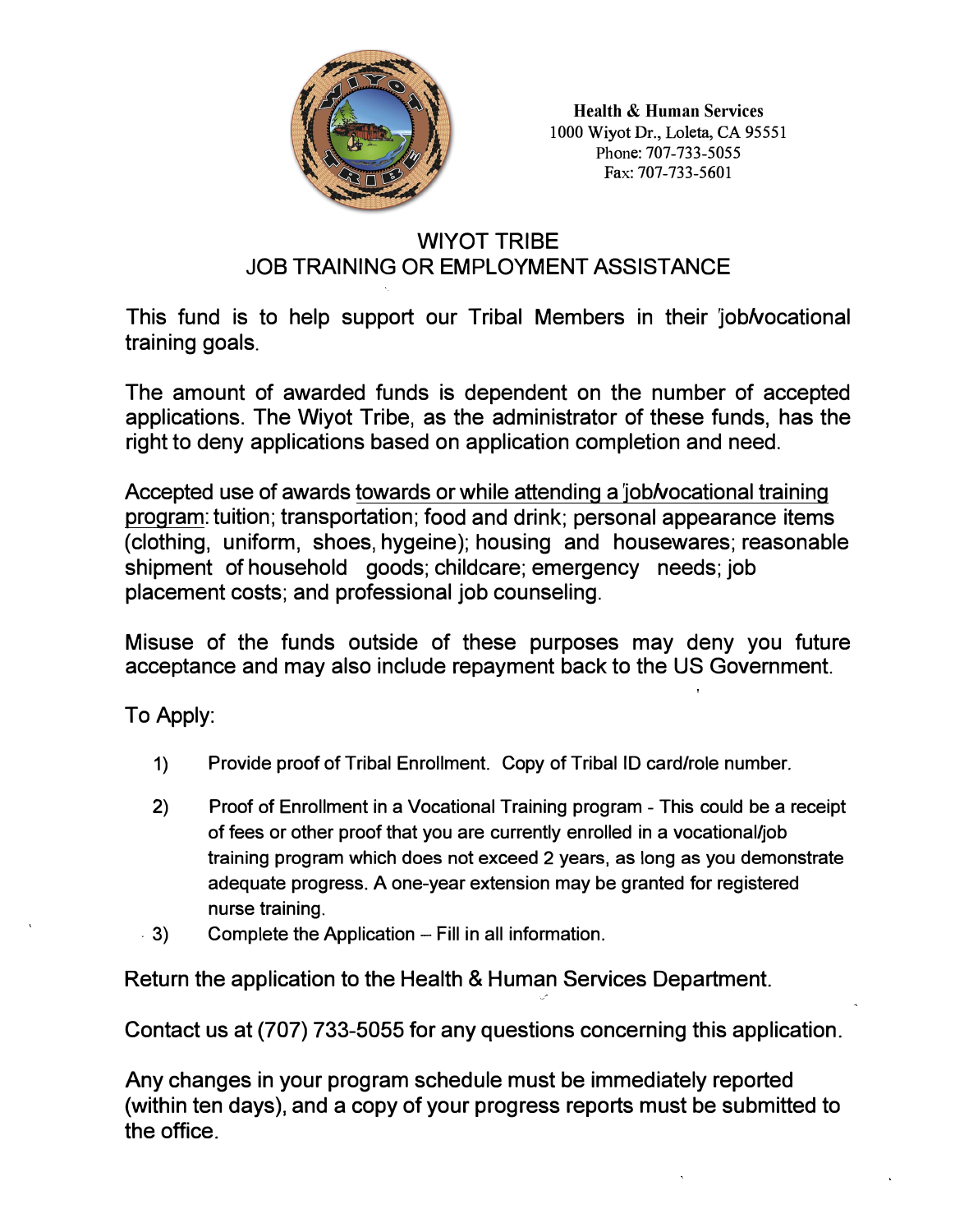Health & Human Services
1000 Wiyot Dr., Loleta, CA 95551
Phone: 707-733-5055
Fax: 707-733-5601

# WIYOT TRIBE
## JOB TRAINING OR EMPLOYMENT ASSISTANCE

This fund is to help support our Tribal Members in their job/vocational training goals.

The amount of awarded funds is dependent on the number of accepted applications. The Wiyot Tribe, as the administrator of these funds, has the right to deny applications based on application completion and need.

Accepted use of awards towards or while attending a job/vocational training program: tuition; transportation; food and drink; personal appearance items (clothing, uniform, shoes, hygeine); housing and housewares; reasonable shipment of household goods; childcare; emergency needs; job placement costs; and professional job counseling.

Misuse of the funds outside of these purposes may deny you future acceptance and may also include repayment back to the US Government.

To Apply:

1) Provide proof of Tribal Enrollment. Copy of Tribal ID card/role number.

2) Proof of Enrollment in a Vocational Training program - This could be a receipt of fees or other proof that you are currently enrolled in a vocational/job training program which does not exceed 2 years, as long as you demonstrate adequate progress. A one-year extension may be granted for registered nurse training.

3) Complete the Application – Fill in all information.

Return the application to the Health & Human Services Department.

Contact us at (707) 733-5055 for any questions concerning this application.

Any changes in your program schedule must be immediately reported (within ten days), and a copy of your progress reports must be submitted to the office.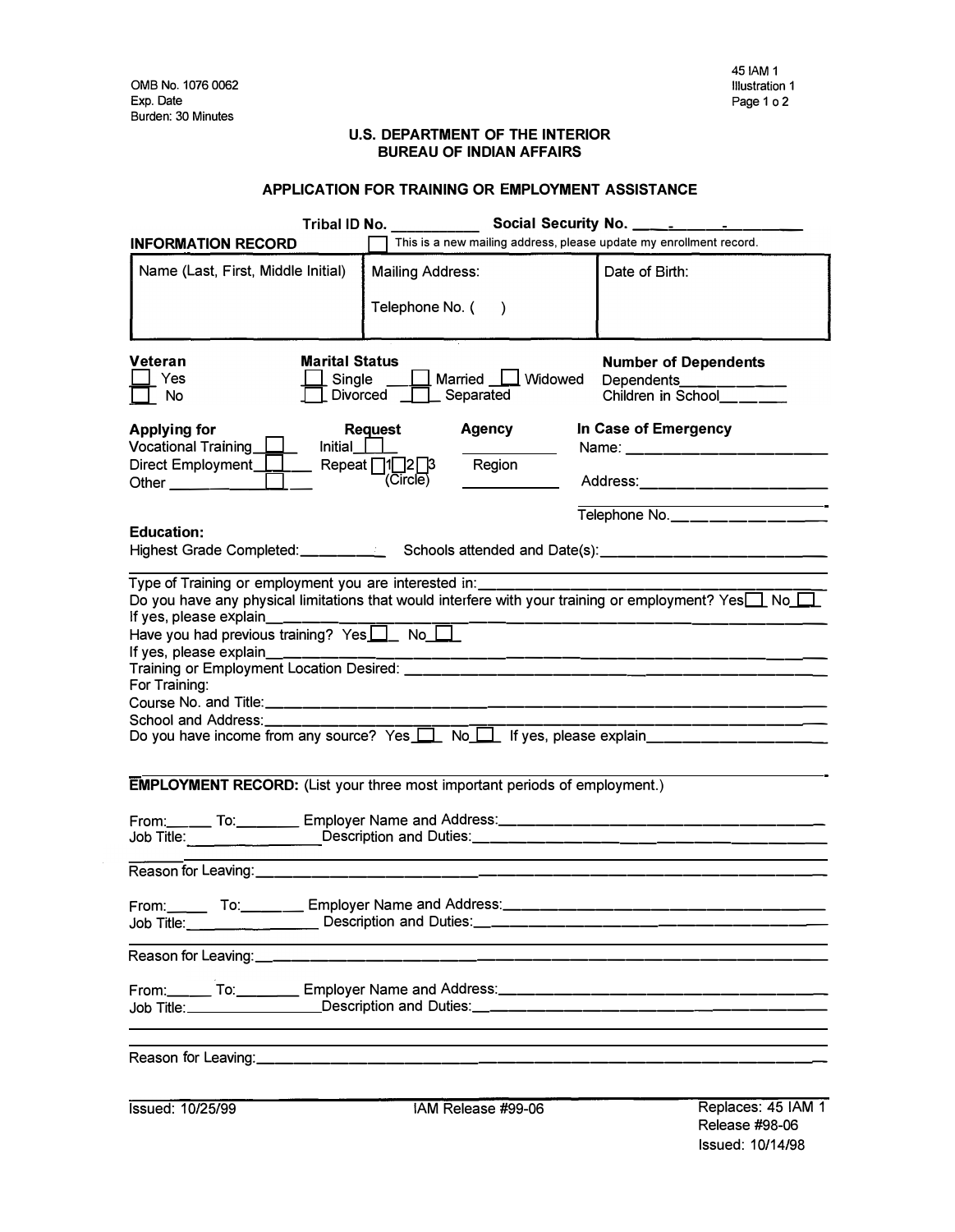OMB No. 1076 0062
Exp. Date
Burden: 30 Minutes

45 IAM 1
Illustration 1
Page 1 o 2

**U.S. DEPARTMENT OF THE INTERIOR**
**BUREAU OF INDIAN AFFAIRS**

## APPLICATION FOR TRAINING OR EMPLOYMENT ASSISTANCE

**Tribal ID No.** __________ **Social Security No.** ____-______-________

**INFORMATION RECORD** ☐ This is a new mailing address, please update my enrollment record.

| Name (Last, First, Middle Initial) | Mailing Address:<br><br>Telephone No. ( ) | Date of Birth: |
|---|---|---|
| | | |

**Veteran**
☐ Yes
☐ No

**Marital Status**
☐ Single ☐ Married ☐ Widowed
☐ Divorced ☐ Separated

**Number of Dependents**
Dependents____________
Children in School________

**Applying for**
Vocational Training ☐
Direct Employment ☐
Other __________ ☐

**Request**
Initial ☐
Repeat ☐1 ☐2 ☐3
(Circle)

**Agency**
__________
Region
__________

**In Case of Emergency**
Name: ______________________
Address: ______________________
______________________
Telephone No. ________________

**Education:**
Highest Grade Completed: __________ Schools attended and Date(s): ______________________

______________________________________________________________________

Type of Training or employment you are interested in: ______________________
Do you have any physical limitations that would interfere with your training or employment? Yes ☐ No ☐
If yes, please explain______________________________________________
Have you had previous training? Yes ☐ No ☐
If yes, please explain______________________________________________
Training or Employment Location Desired: ______________________________
For Training:
Course No. and Title: ______________________________________________
School and Address: ______________________________________________
Do you have income from any source? Yes ☐ No ☐ If yes, please explain__________________

**EMPLOYMENT RECORD:** (List your three most important periods of employment.)

From:______ To:________ Employer Name and Address: ______________________
Job Title: ________________ Description and Duties: ______________________

______________________________________________________________________
Reason for Leaving: ______________________________________________

From:______ To:________ Employer Name and Address: ______________________
Job Title: ________________ Description and Duties: ______________________

______________________________________________________________________
Reason for Leaving: ______________________________________________

From:______ To:________ Employer Name and Address: ______________________
Job Title: ________________ Description and Duties: ______________________

______________________________________________________________________

______________________________________________________________________
Reason for Leaving: ______________________________________________

Issued: 10/25/99 IAM Release #99-06 Replaces: 45 IAM 1 Release #98-06 Issued: 10/14/98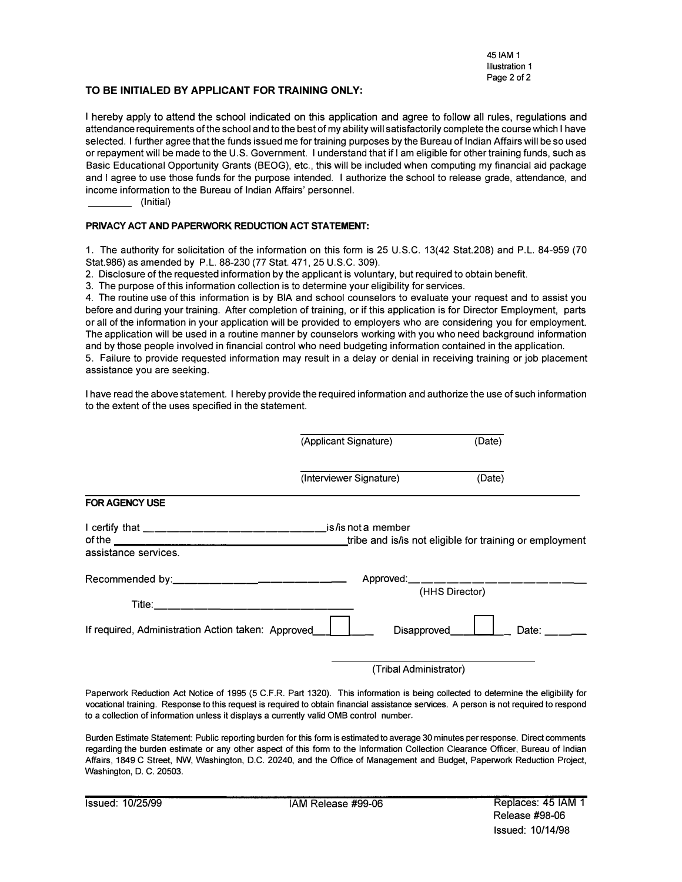**TO BE INITIALED BY APPLICANT FOR TRAINING ONLY:**

I hereby apply to attend the school indicated on this application and agree to follow all rules, regulations and attendance requirements of the school and to the best of my ability will satisfactorily complete the course which I have selected. I further agree that the funds issued me for training purposes by the Bureau of Indian Affairs will be so used or repayment will be made to the U.S. Government. I understand that if I am eligible for other training funds, such as Basic Educational Opportunity Grants (BEOG), etc., this will be included when computing my financial aid package and I agree to use those funds for the purpose intended. I authorize the school to release grade, attendance, and income information to the Bureau of Indian Affairs' personnel.

________ (Initial)

**PRIVACY ACT AND PAPERWORK REDUCTION ACT STATEMENT:**

1. The authority for solicitation of the information on this form is 25 U.S.C. 13(42 Stat.208) and P.L. 84-959 (70 Stat.986) as amended by P.L. 88-230 (77 Stat. 471, 25 U.S.C. 309).
2. Disclosure of the requested information by the applicant is voluntary, but required to obtain benefit.
3. The purpose of this information collection is to determine your eligibility for services.
4. The routine use of this information is by BIA and school counselors to evaluate your request and to assist you before and during your training. After completion of training, or if this application is for Director Employment, parts or all of the information in your application will be provided to employers who are considering you for employment. The application will be used in a routine manner by counselors working with you who need background information and by those people involved in financial control who need budgeting information contained in the application.
5. Failure to provide requested information may result in a delay or denial in receiving training or job placement assistance you are seeking.

I have read the above statement. I hereby provide the required information and authorize the use of such information to the extent of the uses specified in the statement.

______________________________ ________
(Applicant Signature) (Date)

______________________________ ________
(Interviewer Signature) (Date)

**FOR AGENCY USE**

I certify that ______________________________ is/is not a member of the ______________________________ tribe and is/is not eligible for training or employment assistance services.

Recommended by: ______________________________ Approved: ______________________________ (HHS Director)

Title: ______________________________

If required, Administration Action taken: Approved ☐ Disapproved ☐ Date: ______

______________________________
(Tribal Administrator)

Paperwork Reduction Act Notice of 1995 (5 C.F.R. Part 1320). This information is being collected to determine the eligibility for vocational training. Response to this request is required to obtain financial assistance services. A person is not required to respond to a collection of information unless it displays a currently valid OMB control number.

Burden Estimate Statement: Public reporting burden for this form is estimated to average 30 minutes per response. Direct comments regarding the burden estimate or any other aspect of this form to the Information Collection Clearance Officer, Bureau of Indian Affairs, 1849 C Street, NW, Washington, D.C. 20240, and the Office of Management and Budget, Paperwork Reduction Project, Washington, D. C. 20503.